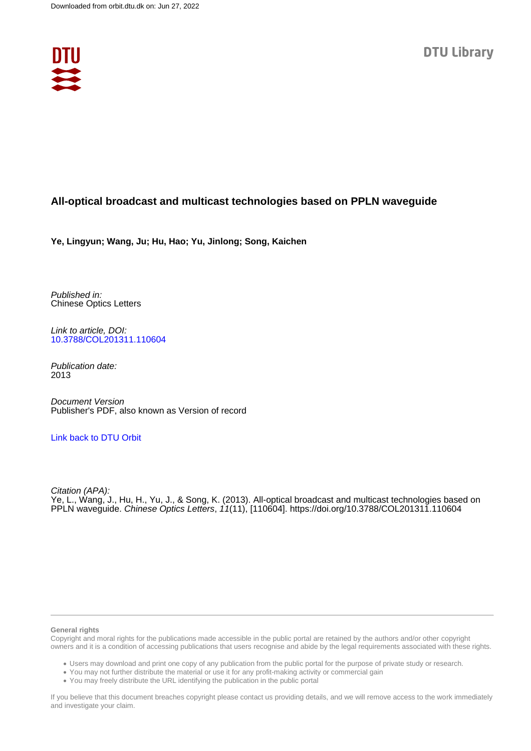Downloaded from orbit.dtu.dk on: Jun 27, 2022

DTU Library

# All-optical broadcast and multicast technologies based on PPLN waveguide

**Ye, Lingyun; Wang, Ju; Hu, Hao; Yu, Jinlong; Song, Kaichen**

*Published in:*
Chinese Optics Letters

*Link to article, DOI:*
10.3788/COL201311.110604

*Publication date:*
2013

*Document Version*
Publisher's PDF, also known as Version of record

Link back to DTU Orbit

*Citation (APA):*
Ye, L., Wang, J., Hu, H., Yu, J., & Song, K. (2013). All-optical broadcast and multicast technologies based on PPLN waveguide. *Chinese Optics Letters*, *11*(11), [110604]. https://doi.org/10.3788/COL201311.110604

**General rights**

Copyright and moral rights for the publications made accessible in the public portal are retained by the authors and/or other copyright owners and it is a condition of accessing publications that users recognise and abide by the legal requirements associated with these rights.

- Users may download and print one copy of any publication from the public portal for the purpose of private study or research.
- You may not further distribute the material or use it for any profit-making activity or commercial gain
- You may freely distribute the URL identifying the publication in the public portal

If you believe that this document breaches copyright please contact us providing details, and we will remove access to the work immediately and investigate your claim.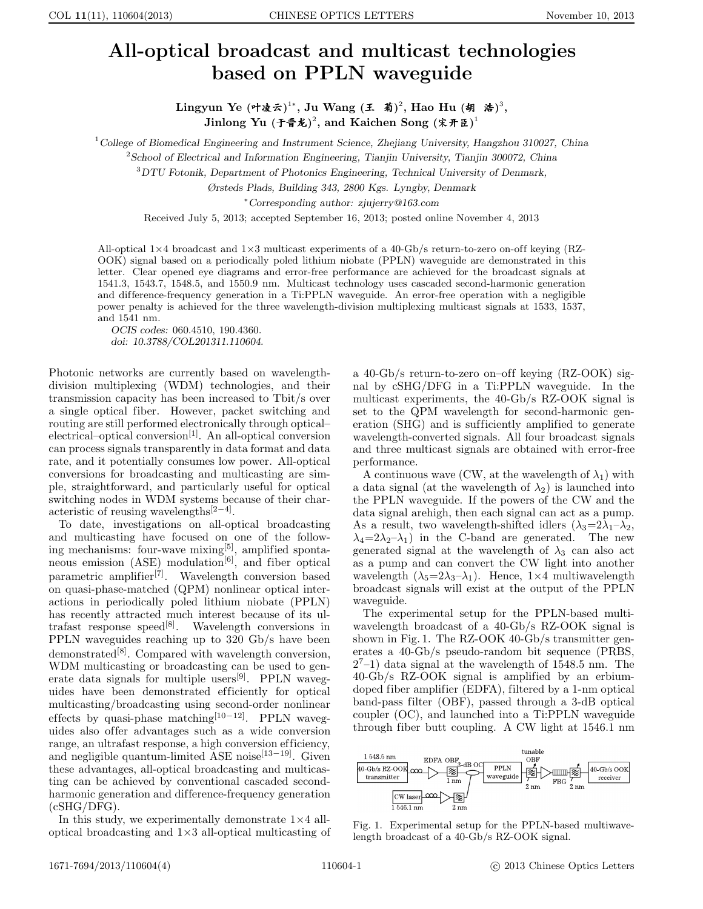# All-optical broadcast and multicast technologies based on PPLN waveguide

**Lingyun Ye (叶凌云)[1*], Ju Wang (王 菊)[2], Hao Hu (胡 浩)[3], Jinlong Yu (于晋龙)[2], and Kaichen Song (宋开臣)[1]**

[1]*College of Biomedical Engineering and Instrument Science, Zhejiang University, Hangzhou 310027, China*

[2]*School of Electrical and Information Engineering, Tianjin University, Tianjin 300072, China*

[3]*DTU Fotonik, Department of Photonics Engineering, Technical University of Denmark, Ørsteds Plads, Building 343, 2800 Kgs. Lyngby, Denmark*

[*]*Corresponding author: zjujerry@163.com*

Received July 5, 2013; accepted September 16, 2013; posted online November 4, 2013

All-optical 1×4 broadcast and 1×3 multicast experiments of a 40-Gb/s return-to-zero on-off keying (RZ-OOK) signal based on a periodically poled lithium niobate (PPLN) waveguide are demonstrated in this letter. Clear opened eye diagrams and error-free performance are achieved for the broadcast signals at 1541.3, 1543.7, 1548.5, and 1550.9 nm. Multicast technology uses cascaded second-harmonic generation and difference-frequency generation in a Ti:PPLN waveguide. An error-free operation with a negligible power penalty is achieved for the three wavelength-division multiplexing multicast signals at 1533, 1537, and 1541 nm.

*OCIS codes:* 060.4510, 190.4360.
*doi:* 10.3788/COL201311.110604.

Photonic networks are currently based on wavelength-division multiplexing (WDM) technologies, and their transmission capacity has been increased to Tbit/s over a single optical fiber. However, packet switching and routing are still performed electronically through optical–electrical–optical conversion[1]. An all-optical conversion can process signals transparently in data format and data rate, and it potentially consumes low power. All-optical conversions for broadcasting and multicasting are simple, straightforward, and particularly useful for optical switching nodes in WDM systems because of their characteristic of reusing wavelengths[2−4].

To date, investigations on all-optical broadcasting and multicasting have focused on one of the following mechanisms: four-wave mixing[5], amplified spontaneous emission (ASE) modulation[6], and fiber optical parametric amplifier[7]. Wavelength conversion based on quasi-phase-matched (QPM) nonlinear optical interactions in periodically poled lithium niobate (PPLN) has recently attracted much interest because of its ultrafast response speed[8]. Wavelength conversions in PPLN waveguides reaching up to 320 Gb/s have been demonstrated[8]. Compared with wavelength conversion, WDM multicasting or broadcasting can be used to generate data signals for multiple users[9]. PPLN waveguides have been demonstrated efficiently for optical multicasting/broadcasting using second-order nonlinear effects by quasi-phase matching[10−12]. PPLN waveguides also offer advantages such as a wide conversion range, an ultrafast response, a high conversion efficiency, and negligible quantum-limited ASE noise[13−19]. Given these advantages, all-optical broadcasting and multicasting can be achieved by conventional cascaded second-harmonic generation and difference-frequency generation (cSHG/DFG).

In this study, we experimentally demonstrate 1×4 all-optical broadcasting and 1×3 all-optical multicasting of a 40-Gb/s return-to-zero on–off keying (RZ-OOK) signal by cSHG/DFG in a Ti:PPLN waveguide. In the multicast experiments, the 40-Gb/s RZ-OOK signal is set to the QPM wavelength for second-harmonic generation (SHG) and is sufficiently amplified to generate wavelength-converted signals. All four broadcast signals and three multicast signals are obtained with error-free performance.

A continuous wave (CW, at the wavelength of $\lambda_1$) with a data signal (at the wavelength of $\lambda_2$) is launched into the PPLN waveguide. If the powers of the CW and the data signal arehigh, then each signal can act as a pump. As a result, two wavelength-shifted idlers ($\lambda_3=2\lambda_1-\lambda_2$, $\lambda_4=2\lambda_2-\lambda_1$) in the C-band are generated. The new generated signal at the wavelength of $\lambda_3$ can also act as a pump and can convert the CW light into another wavelength ($\lambda_5=2\lambda_3-\lambda_1$). Hence, 1×4 multiwavelength broadcast signals will exist at the output of the PPLN waveguide.

The experimental setup for the PPLN-based multiwavelength broadcast of a 40-Gb/s RZ-OOK signal is shown in Fig. 1. The RZ-OOK 40-Gb/s transmitter generates a 40-Gb/s pseudo-random bit sequence (PRBS, $2^7$–1) data signal at the wavelength of 1548.5 nm. The 40-Gb/s RZ-OOK signal is amplified by an erbium-doped fiber amplifier (EDFA), filtered by a 1-nm optical band-pass filter (OBF), passed through a 3-dB optical coupler (OC), and launched into a Ti:PPLN waveguide through fiber butt coupling. A CW light at 1546.1 nm

Fig. 1. Experimental setup for the PPLN-based multiwavelength broadcast of a 40-Gb/s RZ-OOK signal.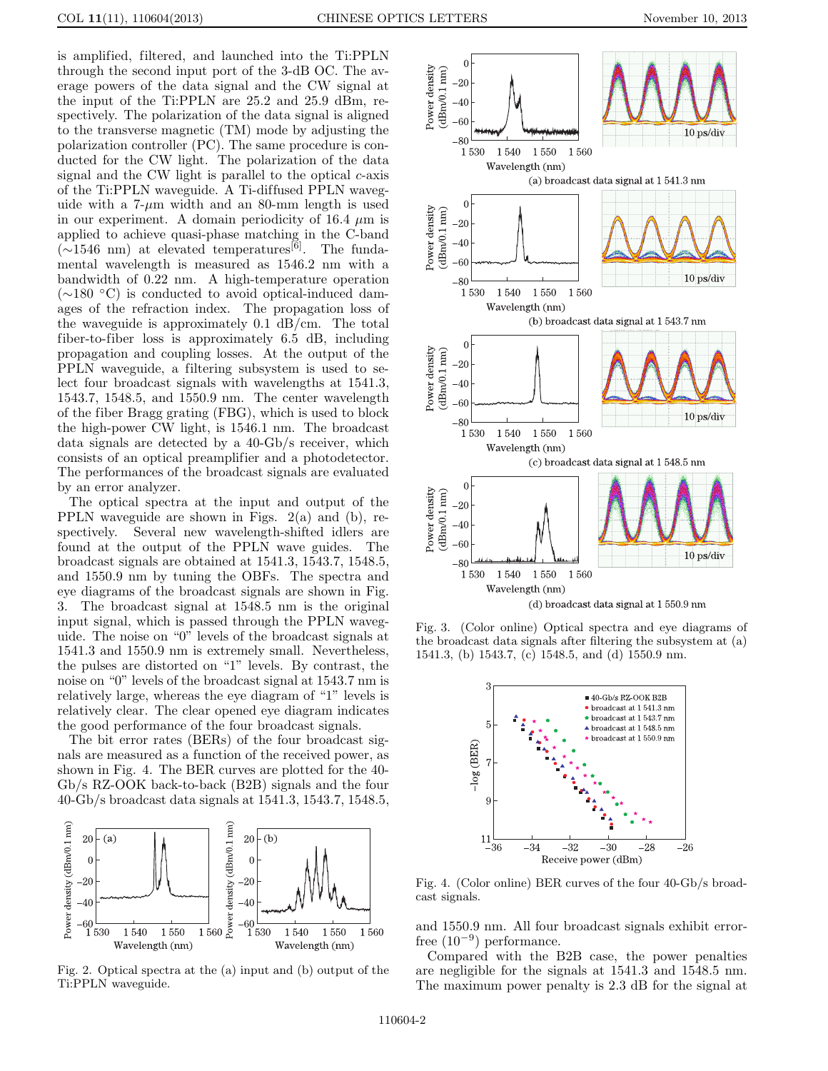is amplified, filtered, and launched into the Ti:PPLN through the second input port of the 3-dB OC. The average powers of the data signal and the CW signal at the input of the Ti:PPLN are 25.2 and 25.9 dBm, respectively. The polarization of the data signal is aligned to the transverse magnetic (TM) mode by adjusting the polarization controller (PC). The same procedure is conducted for the CW light. The polarization of the data signal and the CW light is parallel to the optical $c$-axis of the Ti:PPLN waveguide. A Ti-diffused PPLN waveguide with a 7-$\mu$m width and an 80-mm length is used in our experiment. A domain periodicity of 16.4 $\mu$m is applied to achieve quasi-phase matching in the C-band (~1546 nm) at elevated temperatures[6]. The fundamental wavelength is measured as 1546.2 nm with a bandwidth of 0.22 nm. A high-temperature operation (~180 °C) is conducted to avoid optical-induced damages of the refraction index. The propagation loss of the waveguide is approximately 0.1 dB/cm. The total fiber-to-fiber loss is approximately 6.5 dB, including propagation and coupling losses. At the output of the PPLN waveguide, a filtering subsystem is used to select four broadcast signals with wavelengths at 1541.3, 1543.7, 1548.5, and 1550.9 nm. The center wavelength of the fiber Bragg grating (FBG), which is used to block the high-power CW light, is 1546.1 nm. The broadcast data signals are detected by a 40-Gb/s receiver, which consists of an optical preamplifier and a photodetector. The performances of the broadcast signals are evaluated by an error analyzer.

The optical spectra at the input and output of the PPLN waveguide are shown in Figs. 2(a) and (b), respectively. Several new wavelength-shifted idlers are found at the output of the PPLN wave guides. The broadcast signals are obtained at 1541.3, 1543.7, 1548.5, and 1550.9 nm by tuning the OBFs. The spectra and eye diagrams of the broadcast signals are shown in Fig. 3. The broadcast signal at 1548.5 nm is the original input signal, which is passed through the PPLN waveguide. The noise on "0" levels of the broadcast signals at 1541.3 and 1550.9 nm is extremely small. Nevertheless, the pulses are distorted on "1" levels. By contrast, the noise on "0" levels of the broadcast signal at 1543.7 nm is relatively large, whereas the eye diagram of "1" levels is relatively clear. The clear opened eye diagram indicates the good performance of the four broadcast signals.

The bit error rates (BERs) of the four broadcast signals are measured as a function of the received power, as shown in Fig. 4. The BER curves are plotted for the 40-Gb/s RZ-OOK back-to-back (B2B) signals and the four 40-Gb/s broadcast data signals at 1541.3, 1543.7, 1548.5, and 1550.9 nm. All four broadcast signals exhibit error-free ($10^{-9}$) performance.

Fig. 2. Optical spectra at the (a) input and (b) output of the Ti:PPLN waveguide.

Fig. 3. (Color online) Optical spectra and eye diagrams of the broadcast data signals after filtering the subsystem at (a) 1541.3, (b) 1543.7, (c) 1548.5, and (d) 1550.9 nm.

Fig. 4. (Color online) BER curves of the four 40-Gb/s broadcast signals.

Compared with the B2B case, the power penalties are negligible for the signals at 1541.3 and 1548.5 nm. The maximum power penalty is 2.3 dB for the signal at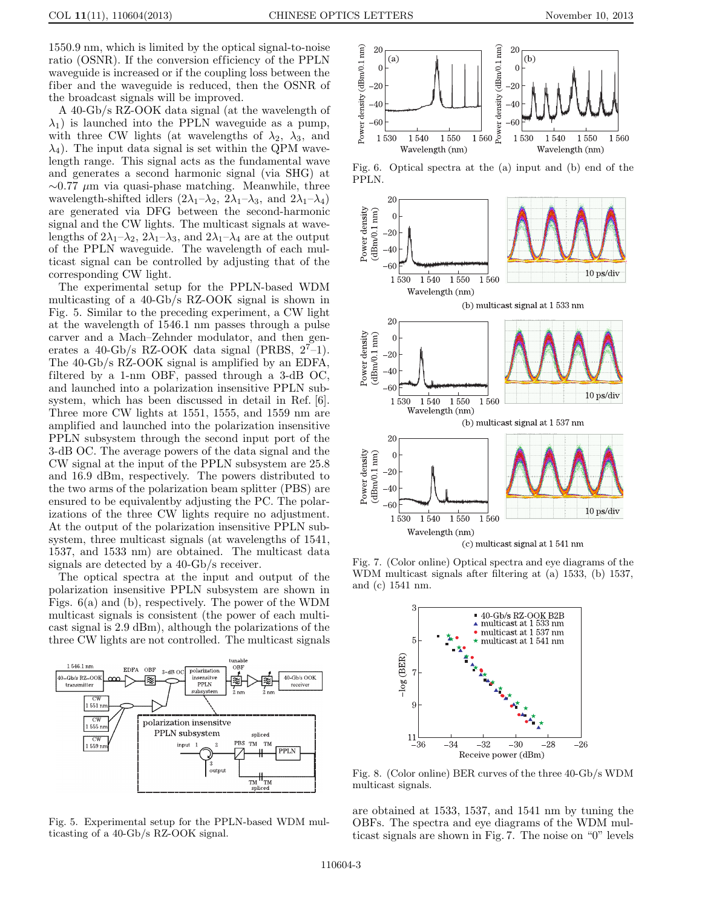1550.9 nm, which is limited by the optical signal-to-noise ratio (OSNR). If the conversion efficiency of the PPLN waveguide is increased or if the coupling loss between the fiber and the waveguide is reduced, then the OSNR of the broadcast signals will be improved.

A 40-Gb/s RZ-OOK data signal (at the wavelength of $\lambda_1$) is launched into the PPLN waveguide as a pump, with three CW lights (at wavelengths of $\lambda_2$, $\lambda_3$, and $\lambda_4$). The input data signal is set within the QPM wavelength range. This signal acts as the fundamental wave and generates a second harmonic signal (via SHG) at $\sim$0.77 $\mu$m via quasi-phase matching. Meanwhile, three wavelength-shifted idlers ($2\lambda_1$–$\lambda_2$, $2\lambda_1$–$\lambda_3$, and $2\lambda_1$–$\lambda_4$) are generated via DFG between the second-harmonic signal and the CW lights. The multicast signals at wavelengths of $2\lambda_1$–$\lambda_2$, $2\lambda_1$–$\lambda_3$, and $2\lambda_1$–$\lambda_4$ are at the output of the PPLN waveguide. The wavelength of each multicast signal can be controlled by adjusting that of the corresponding CW light.

The experimental setup for the PPLN-based WDM multicasting of a 40-Gb/s RZ-OOK signal is shown in Fig. 5. Similar to the preceding experiment, a CW light at the wavelength of 1546.1 nm passes through a pulse carver and a Mach–Zehnder modulator, and then generates a 40-Gb/s RZ-OOK data signal (PRBS, $2^7$–1). The 40-Gb/s RZ-OOK signal is amplified by an EDFA, filtered by a 1-nm OBF, passed through a 3-dB OC, and launched into a polarization insensitive PPLN subsystem, which has been discussed in detail in Ref. [6]. Three more CW lights at 1551, 1555, and 1559 nm are amplified and launched into the polarization insensitive PPLN subsystem through the second input port of the 3-dB OC. The average powers of the data signal and the CW signal at the input of the PPLN subsystem are 25.8 and 16.9 dBm, respectively. The powers distributed to the two arms of the polarization beam splitter (PBS) are ensured to be equivalentby adjusting the PC. The polarizations of the three CW lights require no adjustment. At the output of the polarization insensitive PPLN subsystem, three multicast signals (at wavelengths of 1541, 1537, and 1533 nm) are obtained. The multicast data signals are detected by a 40-Gb/s receiver.

Fig. 5. Experimental setup for the PPLN-based WDM multicasting of a 40-Gb/s RZ-OOK signal.

The optical spectra at the input and output of the polarization insensitive PPLN subsystem are shown in Figs. 6(a) and (b), respectively. The power of the WDM multicast signals is consistent (the power of each multicast signal is 2.9 dBm), although the polarizations of the three CW lights are not controlled. The multicast signals are obtained at 1533, 1537, and 1541 nm by tuning the OBFs. The spectra and eye diagrams of the WDM multicast signals are shown in Fig. 7. The noise on “0” levels

Fig. 6. Optical spectra at the (a) input and (b) end of the PPLN.

Fig. 7. (Color online) Optical spectra and eye diagrams of the WDM multicast signals after filtering at (a) 1533, (b) 1537, and (c) 1541 nm.

Fig. 8. (Color online) BER curves of the three 40-Gb/s WDM multicast signals.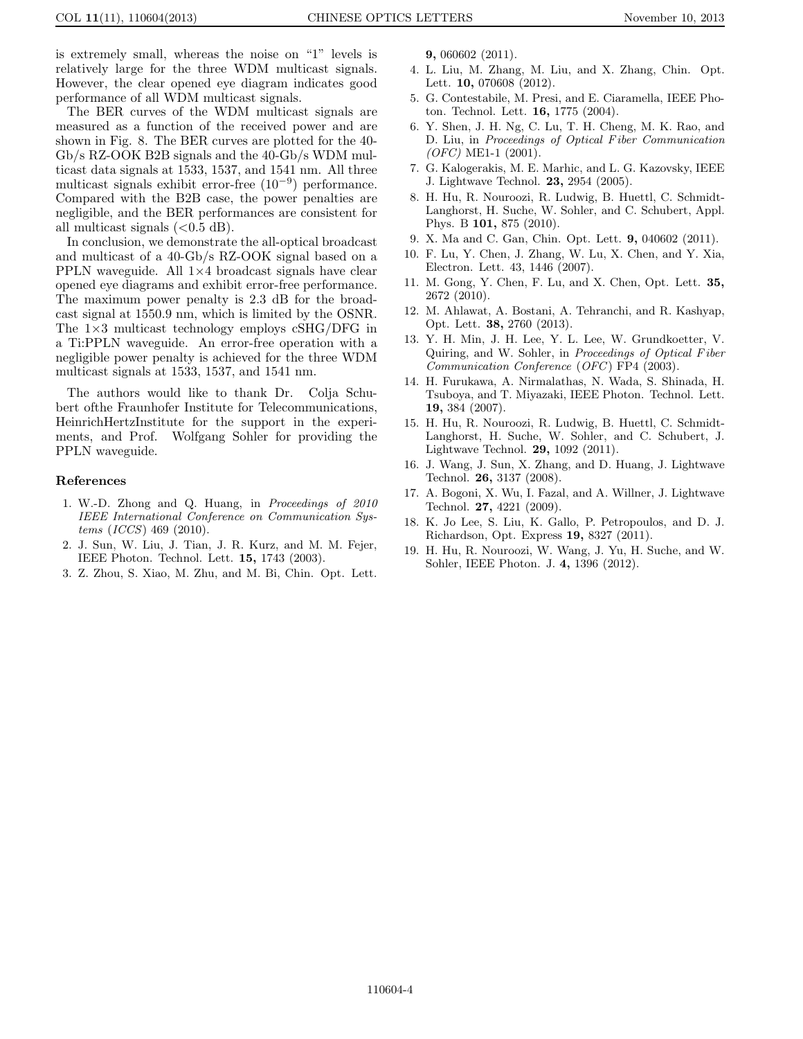is extremely small, whereas the noise on "1" levels is relatively large for the three WDM multicast signals. However, the clear opened eye diagram indicates good performance of all WDM multicast signals.

The BER curves of the WDM multicast signals are measured as a function of the received power and are shown in Fig. 8. The BER curves are plotted for the 40-Gb/s RZ-OOK B2B signals and the 40-Gb/s WDM multicast data signals at 1533, 1537, and 1541 nm. All three multicast signals exhibit error-free ($10^{-9}$) performance. Compared with the B2B case, the power penalties are negligible, and the BER performances are consistent for all multicast signals (<0.5 dB).

In conclusion, we demonstrate the all-optical broadcast and multicast of a 40-Gb/s RZ-OOK signal based on a PPLN waveguide. All 1×4 broadcast signals have clear opened eye diagrams and exhibit error-free performance. The maximum power penalty is 2.3 dB for the broadcast signal at 1550.9 nm, which is limited by the OSNR. The 1×3 multicast technology employs cSHG/DFG in a Ti:PPLN waveguide. An error-free operation with a negligible power penalty is achieved for the three WDM multicast signals at 1533, 1537, and 1541 nm.

The authors would like to thank Dr. Colja Schubert ofthe Fraunhofer Institute for Telecommunications, HeinrichHertzInstitute for the support in the experiments, and Prof. Wolfgang Sohler for providing the PPLN waveguide.

## References

1. W.-D. Zhong and Q. Huang, in *Proceedings of 2010 IEEE International Conference on Communication Systems (ICCS)* 469 (2010).
2. J. Sun, W. Liu, J. Tian, J. R. Kurz, and M. M. Fejer, IEEE Photon. Technol. Lett. **15,** 1743 (2003).
3. Z. Zhou, S. Xiao, M. Zhu, and M. Bi, Chin. Opt. Lett. **9,** 060602 (2011).
4. L. Liu, M. Zhang, M. Liu, and X. Zhang, Chin. Opt. Lett. **10,** 070608 (2012).
5. G. Contestabile, M. Presi, and E. Ciaramella, IEEE Photon. Technol. Lett. **16,** 1775 (2004).
6. Y. Shen, J. H. Ng, C. Lu, T. H. Cheng, M. K. Rao, and D. Liu, in *Proceedings of Optical Fiber Communication (OFC)* ME1-1 (2001).
7. G. Kalogerakis, M. E. Marhic, and L. G. Kazovsky, IEEE J. Lightwave Technol. **23,** 2954 (2005).
8. H. Hu, R. Nouroozi, R. Ludwig, B. Huettl, C. Schmidt-Langhorst, H. Suche, W. Sohler, and C. Schubert, Appl. Phys. B **101,** 875 (2010).
9. X. Ma and C. Gan, Chin. Opt. Lett. **9,** 040602 (2011).
10. F. Lu, Y. Chen, J. Zhang, W. Lu, X. Chen, and Y. Xia, Electron. Lett. 43, 1446 (2007).
11. M. Gong, Y. Chen, F. Lu, and X. Chen, Opt. Lett. **35,** 2672 (2010).
12. M. Ahlawat, A. Bostani, A. Tehranchi, and R. Kashyap, Opt. Lett. **38,** 2760 (2013).
13. Y. H. Min, J. H. Lee, Y. L. Lee, W. Grundkoetter, V. Quiring, and W. Sohler, in *Proceedings of Optical Fiber Communication Conference (OFC)* FP4 (2003).
14. H. Furukawa, A. Nirmalathas, N. Wada, S. Shinada, H. Tsuboya, and T. Miyazaki, IEEE Photon. Technol. Lett. **19,** 384 (2007).
15. H. Hu, R. Nouroozi, R. Ludwig, B. Huettl, C. Schmidt-Langhorst, H. Suche, W. Sohler, and C. Schubert, J. Lightwave Technol. **29,** 1092 (2011).
16. J. Wang, J. Sun, X. Zhang, and D. Huang, J. Lightwave Technol. **26,** 3137 (2008).
17. A. Bogoni, X. Wu, I. Fazal, and A. Willner, J. Lightwave Technol. **27,** 4221 (2009).
18. K. Jo Lee, S. Liu, K. Gallo, P. Petropoulos, and D. J. Richardson, Opt. Express **19,** 8327 (2011).
19. H. Hu, R. Nouroozi, W. Wang, J. Yu, H. Suche, and W. Sohler, IEEE Photon. J. **4,** 1396 (2012).